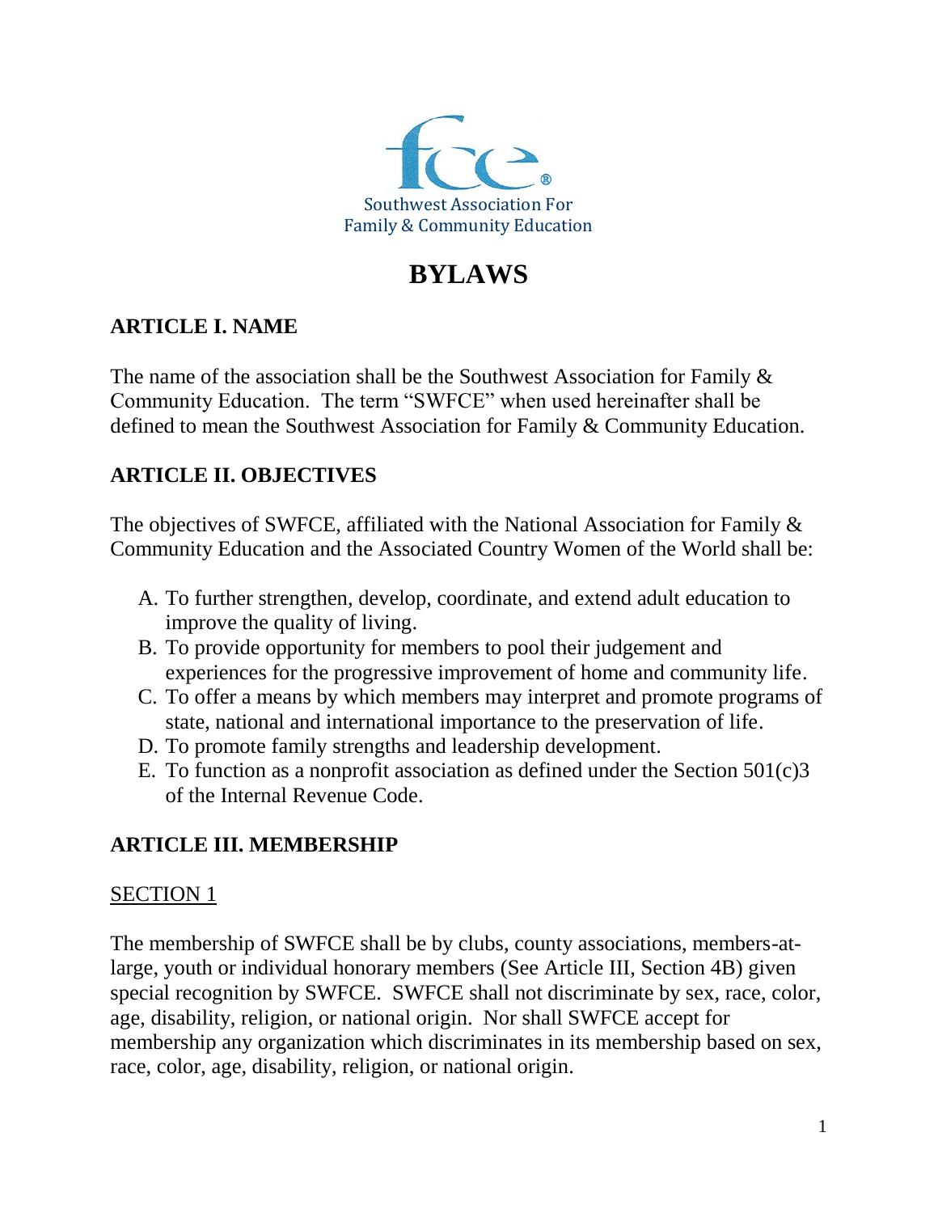Southwest Association For
Family & Community Education

# BYLAWS

## ARTICLE I. NAME

The name of the association shall be the Southwest Association for Family & Community Education. The term "SWFCE" when used hereinafter shall be defined to mean the Southwest Association for Family & Community Education.

## ARTICLE II. OBJECTIVES

The objectives of SWFCE, affiliated with the National Association for Family & Community Education and the Associated Country Women of the World shall be:

A. To further strengthen, develop, coordinate, and extend adult education to improve the quality of living.
B. To provide opportunity for members to pool their judgement and experiences for the progressive improvement of home and community life.
C. To offer a means by which members may interpret and promote programs of state, national and international importance to the preservation of life.
D. To promote family strengths and leadership development.
E. To function as a nonprofit association as defined under the Section 501(c)3 of the Internal Revenue Code.

## ARTICLE III. MEMBERSHIP

### SECTION 1

The membership of SWFCE shall be by clubs, county associations, members-at-large, youth or individual honorary members (See Article III, Section 4B) given special recognition by SWFCE. SWFCE shall not discriminate by sex, race, color, age, disability, religion, or national origin. Nor shall SWFCE accept for membership any organization which discriminates in its membership based on sex, race, color, age, disability, religion, or national origin.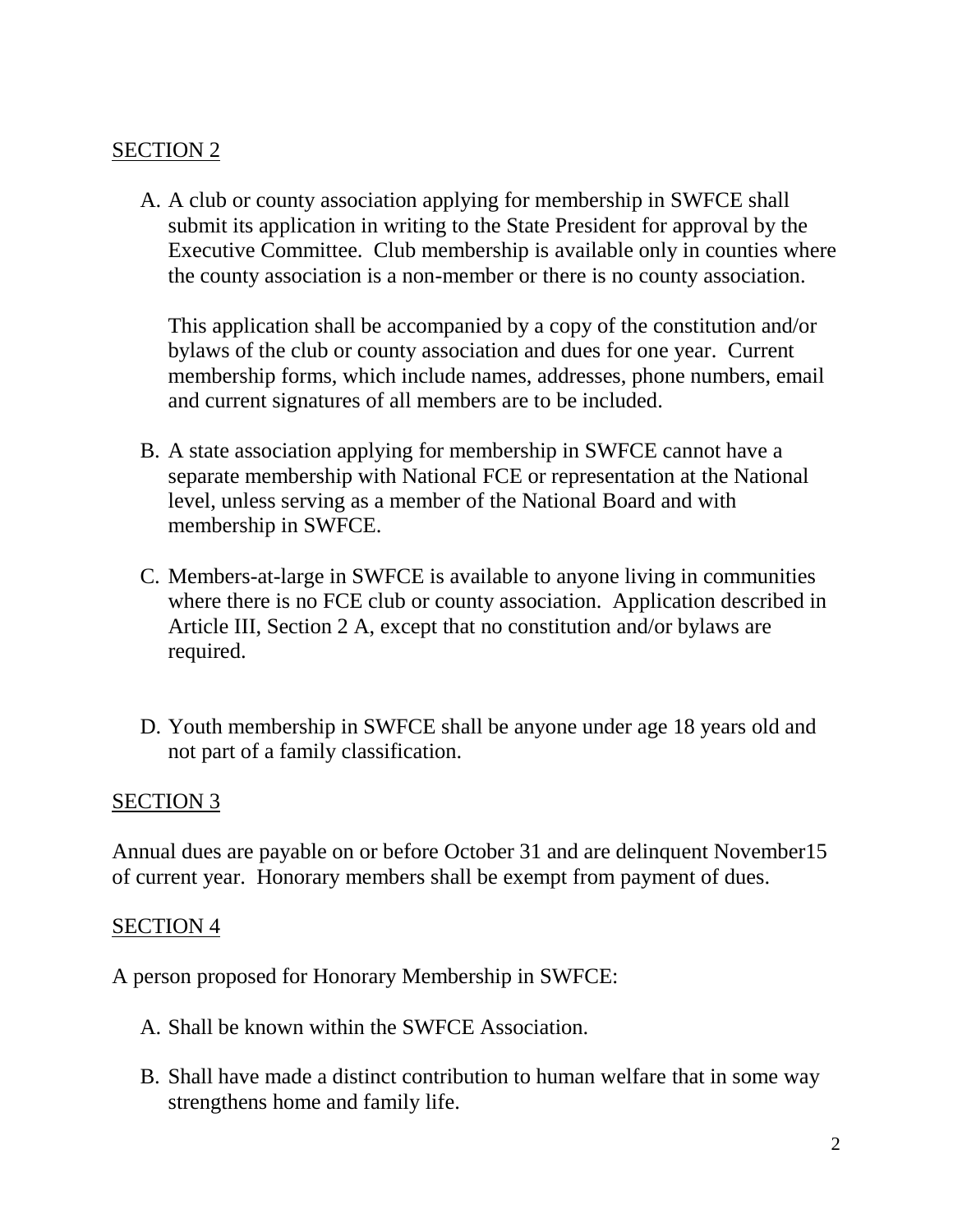SECTION 2

A. A club or county association applying for membership in SWFCE shall submit its application in writing to the State President for approval by the Executive Committee. Club membership is available only in counties where the county association is a non-member or there is no county association.

   This application shall be accompanied by a copy of the constitution and/or bylaws of the club or county association and dues for one year. Current membership forms, which include names, addresses, phone numbers, email and current signatures of all members are to be included.

B. A state association applying for membership in SWFCE cannot have a separate membership with National FCE or representation at the National level, unless serving as a member of the National Board and with membership in SWFCE.

C. Members-at-large in SWFCE is available to anyone living in communities where there is no FCE club or county association. Application described in Article III, Section 2 A, except that no constitution and/or bylaws are required.

D. Youth membership in SWFCE shall be anyone under age 18 years old and not part of a family classification.

SECTION 3

Annual dues are payable on or before October 31 and are delinquent November15 of current year. Honorary members shall be exempt from payment of dues.

SECTION 4

A person proposed for Honorary Membership in SWFCE:

A. Shall be known within the SWFCE Association.

B. Shall have made a distinct contribution to human welfare that in some way strengthens home and family life.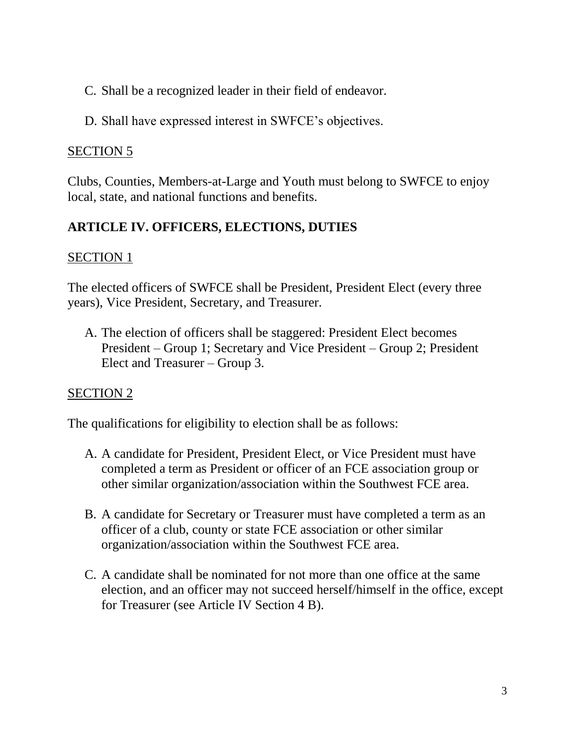C. Shall be a recognized leader in their field of endeavor.

D. Shall have expressed interest in SWFCE's objectives.

SECTION 5

Clubs, Counties, Members-at-Large and Youth must belong to SWFCE to enjoy local, state, and national functions and benefits.

## ARTICLE IV. OFFICERS, ELECTIONS, DUTIES

SECTION 1

The elected officers of SWFCE shall be President, President Elect (every three years), Vice President, Secretary, and Treasurer.

A. The election of officers shall be staggered: President Elect becomes President – Group 1; Secretary and Vice President – Group 2; President Elect and Treasurer – Group 3.

SECTION 2

The qualifications for eligibility to election shall be as follows:

A. A candidate for President, President Elect, or Vice President must have completed a term as President or officer of an FCE association group or other similar organization/association within the Southwest FCE area.

B. A candidate for Secretary or Treasurer must have completed a term as an officer of a club, county or state FCE association or other similar organization/association within the Southwest FCE area.

C. A candidate shall be nominated for not more than one office at the same election, and an officer may not succeed herself/himself in the office, except for Treasurer (see Article IV Section 4 B).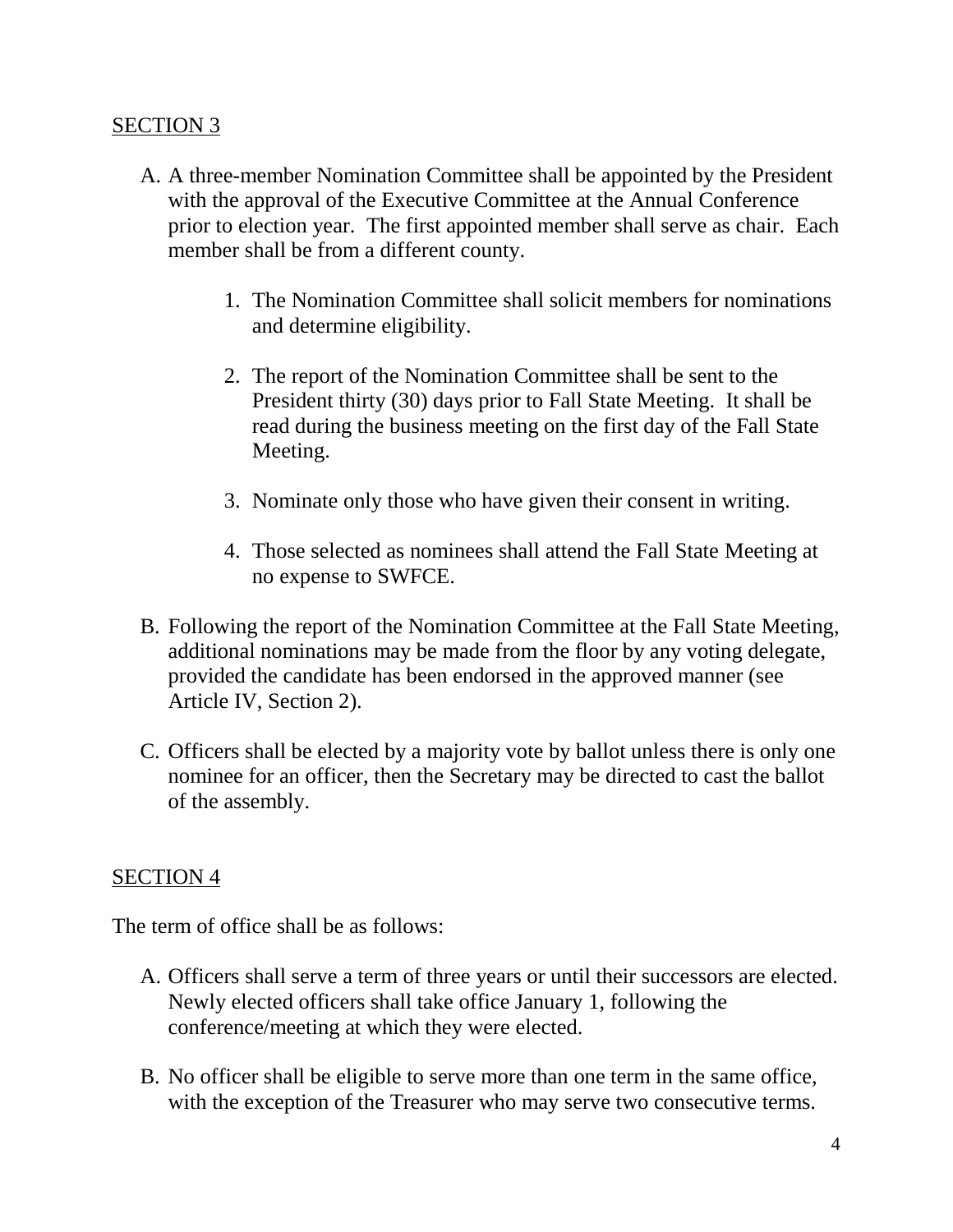SECTION 3

A. A three-member Nomination Committee shall be appointed by the President with the approval of the Executive Committee at the Annual Conference prior to election year. The first appointed member shall serve as chair. Each member shall be from a different county.

   1. The Nomination Committee shall solicit members for nominations and determine eligibility.

   2. The report of the Nomination Committee shall be sent to the President thirty (30) days prior to Fall State Meeting. It shall be read during the business meeting on the first day of the Fall State Meeting.

   3. Nominate only those who have given their consent in writing.

   4. Those selected as nominees shall attend the Fall State Meeting at no expense to SWFCE.

B. Following the report of the Nomination Committee at the Fall State Meeting, additional nominations may be made from the floor by any voting delegate, provided the candidate has been endorsed in the approved manner (see Article IV, Section 2).

C. Officers shall be elected by a majority vote by ballot unless there is only one nominee for an officer, then the Secretary may be directed to cast the ballot of the assembly.

SECTION 4

The term of office shall be as follows:

A. Officers shall serve a term of three years or until their successors are elected. Newly elected officers shall take office January 1, following the conference/meeting at which they were elected.

B. No officer shall be eligible to serve more than one term in the same office, with the exception of the Treasurer who may serve two consecutive terms.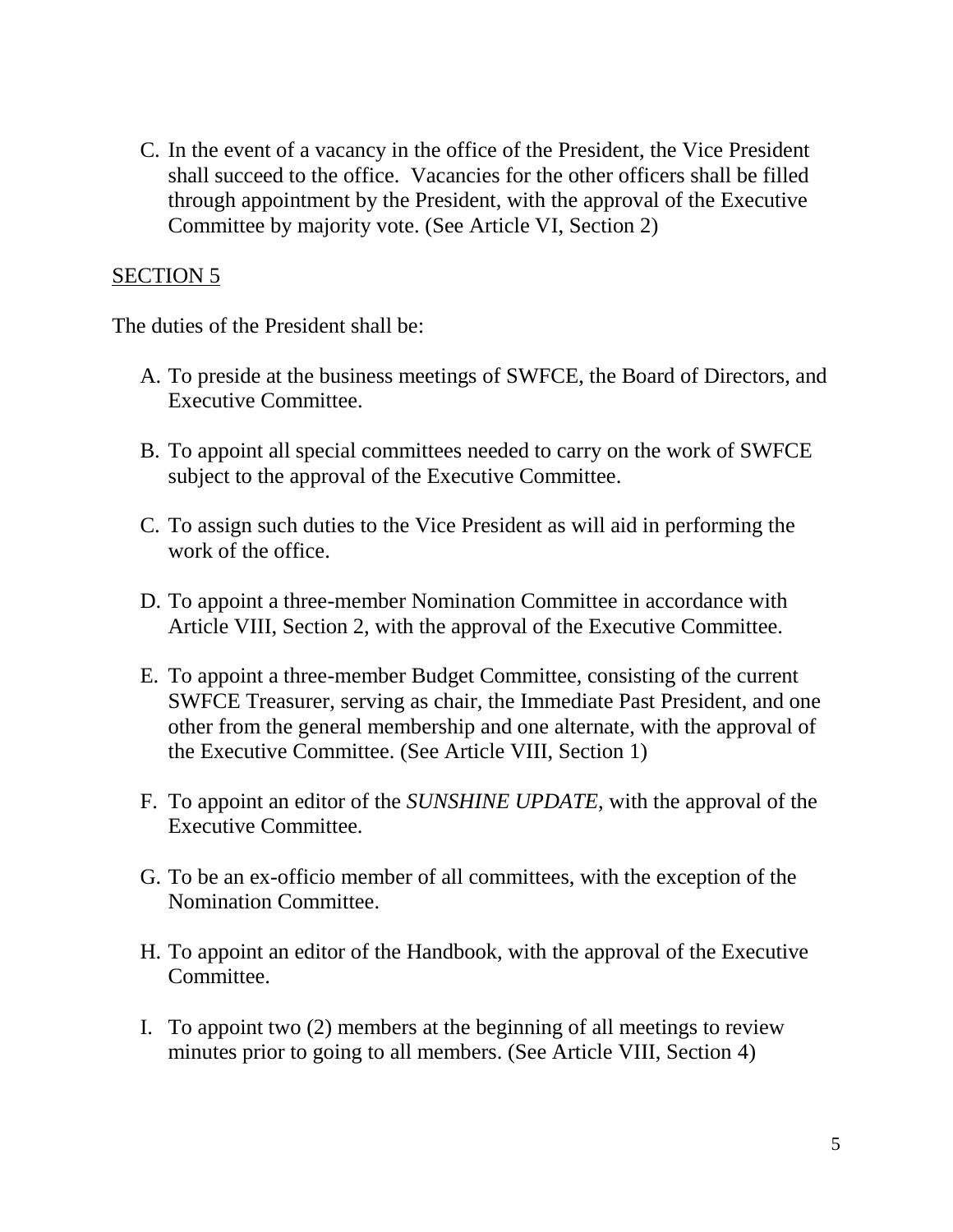C. In the event of a vacancy in the office of the President, the Vice President shall succeed to the office. Vacancies for the other officers shall be filled through appointment by the President, with the approval of the Executive Committee by majority vote. (See Article VI, Section 2)

## SECTION 5

The duties of the President shall be:

A. To preside at the business meetings of SWFCE, the Board of Directors, and Executive Committee.

B. To appoint all special committees needed to carry on the work of SWFCE subject to the approval of the Executive Committee.

C. To assign such duties to the Vice President as will aid in performing the work of the office.

D. To appoint a three-member Nomination Committee in accordance with Article VIII, Section 2, with the approval of the Executive Committee.

E. To appoint a three-member Budget Committee, consisting of the current SWFCE Treasurer, serving as chair, the Immediate Past President, and one other from the general membership and one alternate, with the approval of the Executive Committee. (See Article VIII, Section 1)

F. To appoint an editor of the *SUNSHINE UPDATE*, with the approval of the Executive Committee.

G. To be an ex-officio member of all committees, with the exception of the Nomination Committee.

H. To appoint an editor of the Handbook, with the approval of the Executive Committee.

I. To appoint two (2) members at the beginning of all meetings to review minutes prior to going to all members. (See Article VIII, Section 4)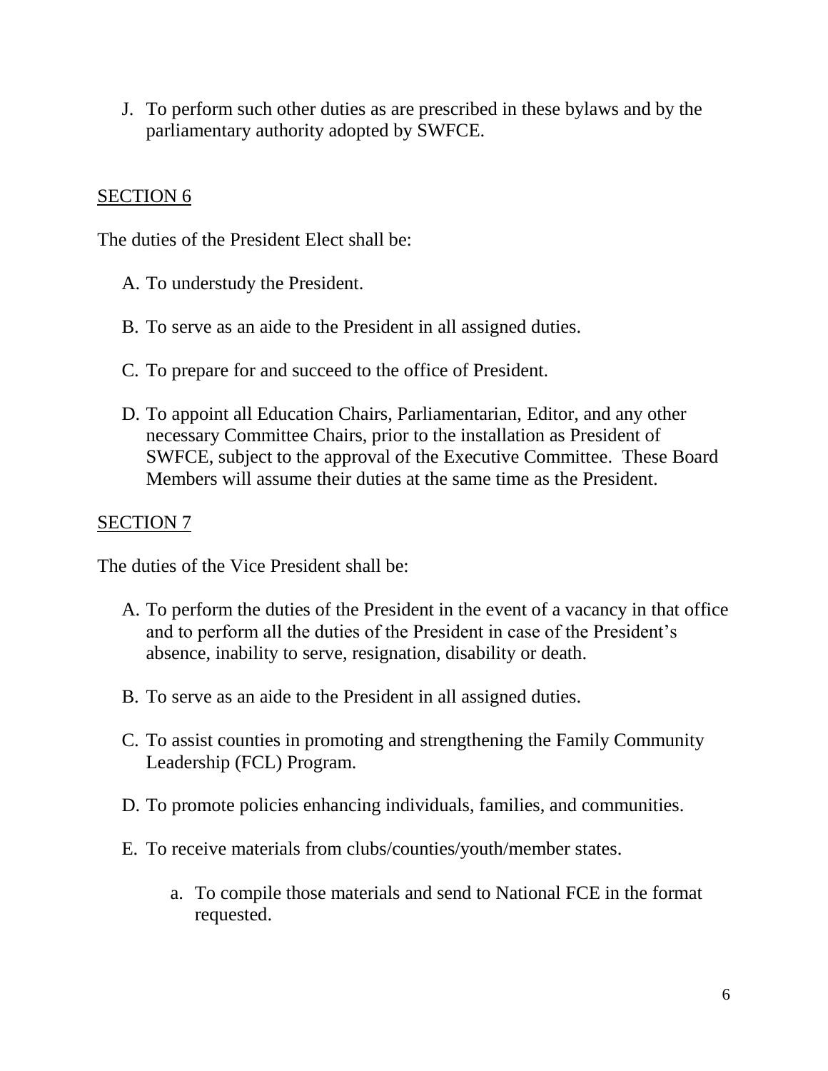J. To perform such other duties as are prescribed in these bylaws and by the parliamentary authority adopted by SWFCE.

<u>SECTION 6</u>

The duties of the President Elect shall be:

A. To understudy the President.

B. To serve as an aide to the President in all assigned duties.

C. To prepare for and succeed to the office of President.

D. To appoint all Education Chairs, Parliamentarian, Editor, and any other necessary Committee Chairs, prior to the installation as President of SWFCE, subject to the approval of the Executive Committee. These Board Members will assume their duties at the same time as the President.

<u>SECTION 7</u>

The duties of the Vice President shall be:

A. To perform the duties of the President in the event of a vacancy in that office and to perform all the duties of the President in case of the President's absence, inability to serve, resignation, disability or death.

B. To serve as an aide to the President in all assigned duties.

C. To assist counties in promoting and strengthening the Family Community Leadership (FCL) Program.

D. To promote policies enhancing individuals, families, and communities.

E. To receive materials from clubs/counties/youth/member states.

    a. To compile those materials and send to National FCE in the format requested.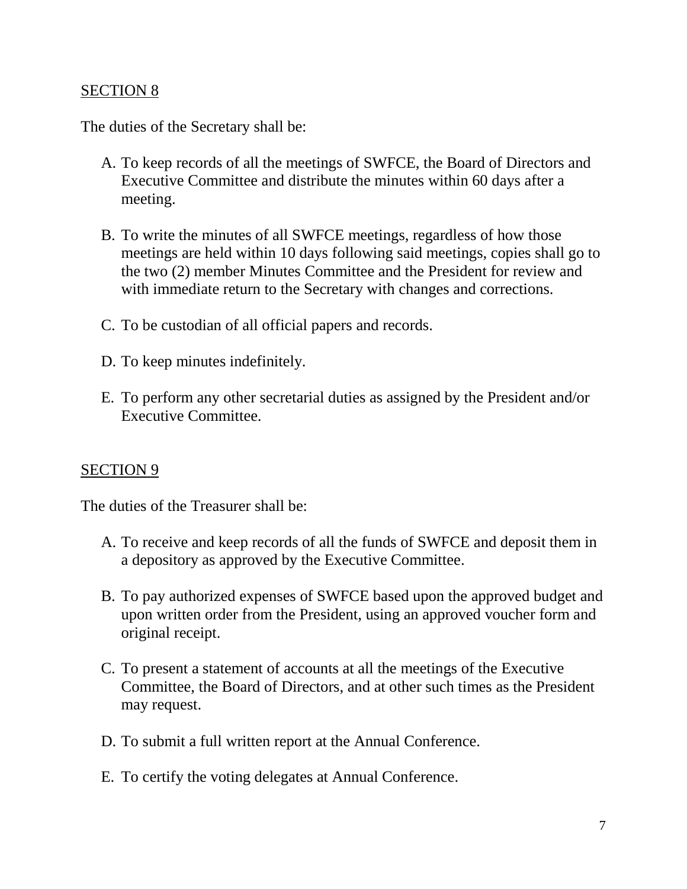<u>SECTION 8</u>

The duties of the Secretary shall be:

A. To keep records of all the meetings of SWFCE, the Board of Directors and Executive Committee and distribute the minutes within 60 days after a meeting.

B. To write the minutes of all SWFCE meetings, regardless of how those meetings are held within 10 days following said meetings, copies shall go to the two (2) member Minutes Committee and the President for review and with immediate return to the Secretary with changes and corrections.

C. To be custodian of all official papers and records.

D. To keep minutes indefinitely.

E. To perform any other secretarial duties as assigned by the President and/or Executive Committee.

<u>SECTION 9</u>

The duties of the Treasurer shall be:

A. To receive and keep records of all the funds of SWFCE and deposit them in a depository as approved by the Executive Committee.

B. To pay authorized expenses of SWFCE based upon the approved budget and upon written order from the President, using an approved voucher form and original receipt.

C. To present a statement of accounts at all the meetings of the Executive Committee, the Board of Directors, and at other such times as the President may request.

D. To submit a full written report at the Annual Conference.

E. To certify the voting delegates at Annual Conference.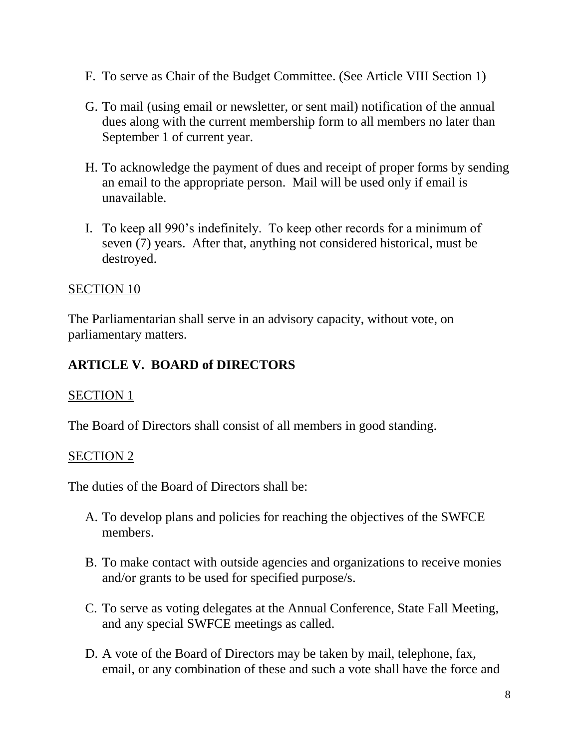F. To serve as Chair of the Budget Committee. (See Article VIII Section 1)

G. To mail (using email or newsletter, or sent mail) notification of the annual dues along with the current membership form to all members no later than September 1 of current year.

H. To acknowledge the payment of dues and receipt of proper forms by sending an email to the appropriate person. Mail will be used only if email is unavailable.

I. To keep all 990's indefinitely. To keep other records for a minimum of seven (7) years. After that, anything not considered historical, must be destroyed.

SECTION 10

The Parliamentarian shall serve in an advisory capacity, without vote, on parliamentary matters.

## ARTICLE V. BOARD of DIRECTORS

SECTION 1

The Board of Directors shall consist of all members in good standing.

SECTION 2

The duties of the Board of Directors shall be:

A. To develop plans and policies for reaching the objectives of the SWFCE members.

B. To make contact with outside agencies and organizations to receive monies and/or grants to be used for specified purpose/s.

C. To serve as voting delegates at the Annual Conference, State Fall Meeting, and any special SWFCE meetings as called.

D. A vote of the Board of Directors may be taken by mail, telephone, fax, email, or any combination of these and such a vote shall have the force and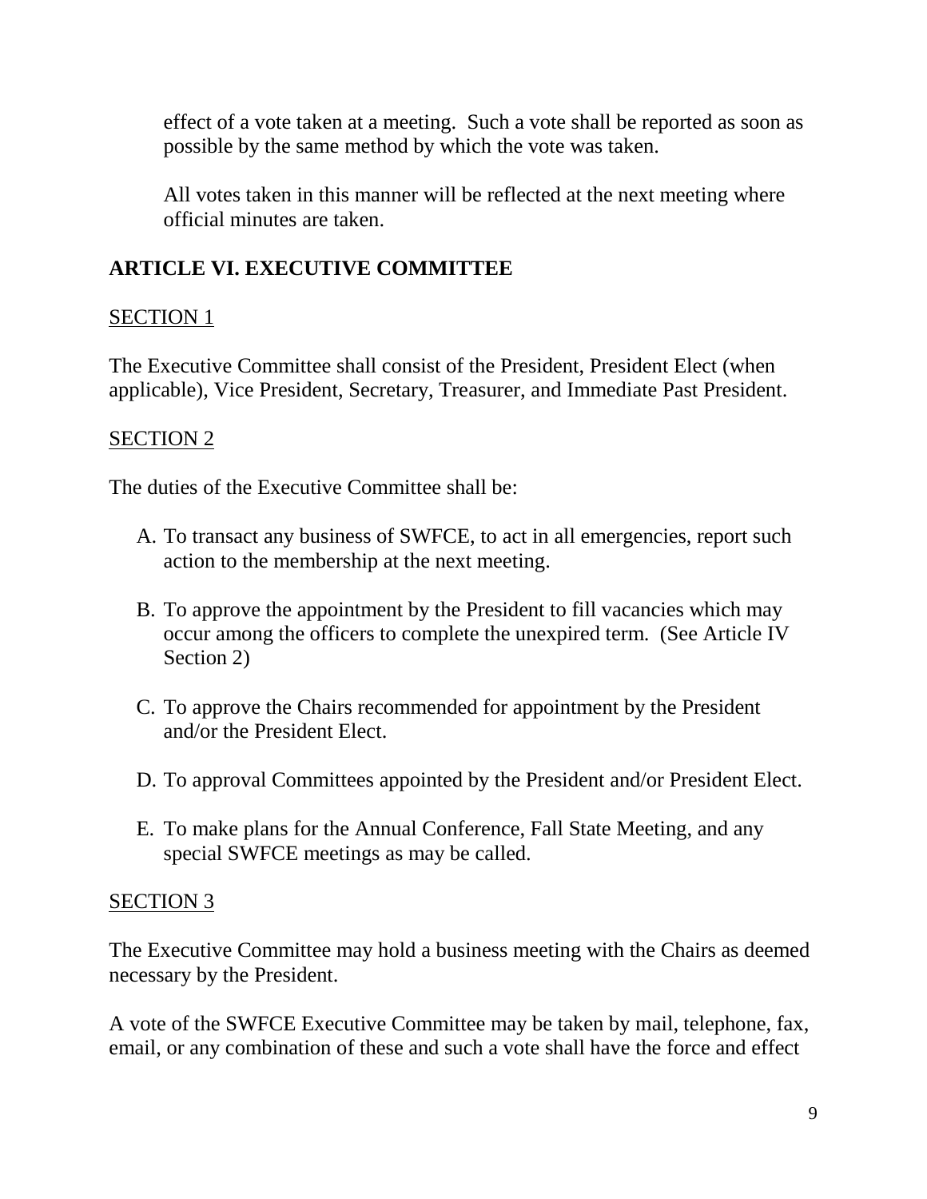effect of a vote taken at a meeting. Such a vote shall be reported as soon as possible by the same method by which the vote was taken.

All votes taken in this manner will be reflected at the next meeting where official minutes are taken.

## ARTICLE VI. EXECUTIVE COMMITTEE

SECTION 1

The Executive Committee shall consist of the President, President Elect (when applicable), Vice President, Secretary, Treasurer, and Immediate Past President.

SECTION 2

The duties of the Executive Committee shall be:

A. To transact any business of SWFCE, to act in all emergencies, report such action to the membership at the next meeting.

B. To approve the appointment by the President to fill vacancies which may occur among the officers to complete the unexpired term. (See Article IV Section 2)

C. To approve the Chairs recommended for appointment by the President and/or the President Elect.

D. To approval Committees appointed by the President and/or President Elect.

E. To make plans for the Annual Conference, Fall State Meeting, and any special SWFCE meetings as may be called.

SECTION 3

The Executive Committee may hold a business meeting with the Chairs as deemed necessary by the President.

A vote of the SWFCE Executive Committee may be taken by mail, telephone, fax, email, or any combination of these and such a vote shall have the force and effect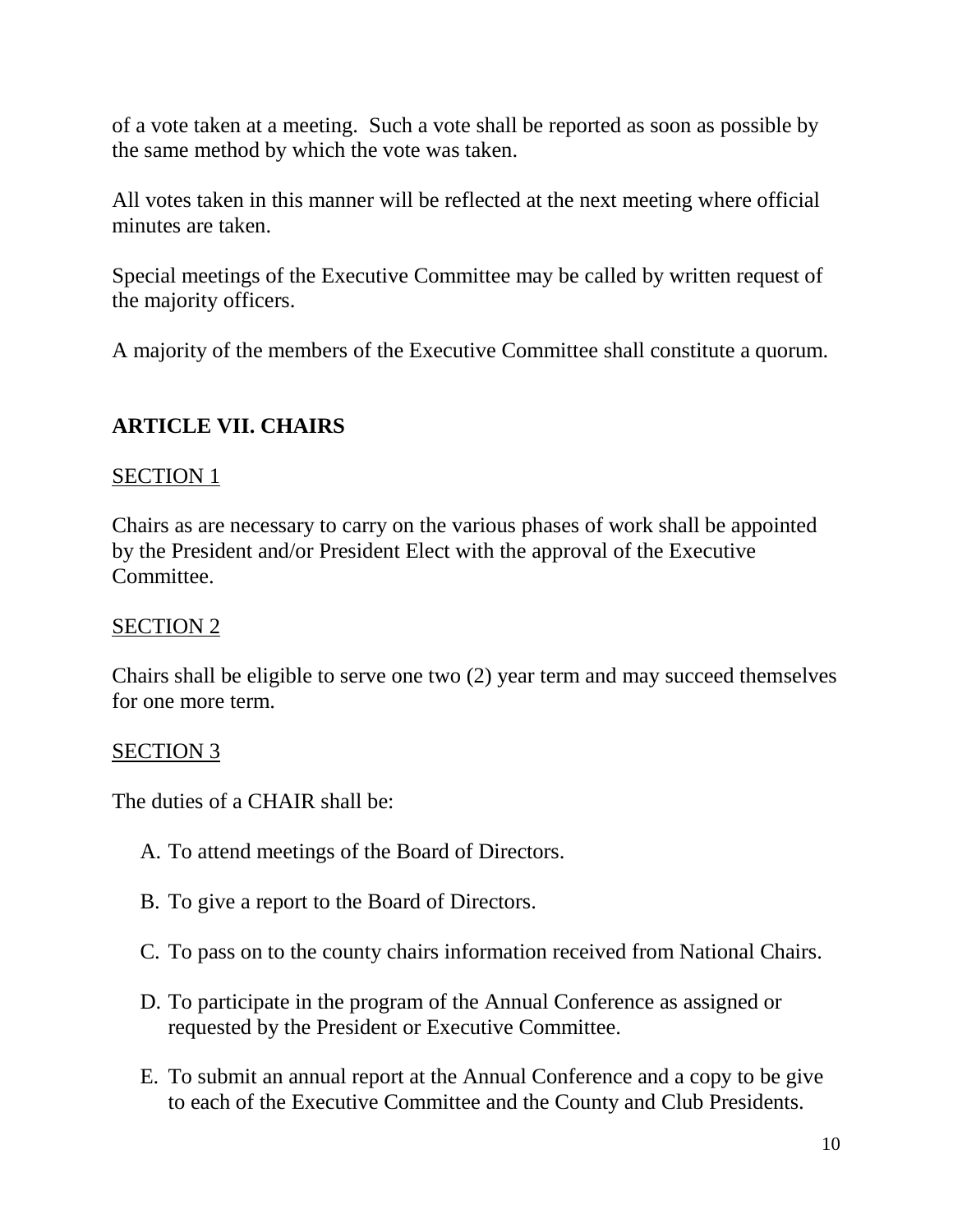of a vote taken at a meeting.  Such a vote shall be reported as soon as possible by the same method by which the vote was taken.

All votes taken in this manner will be reflected at the next meeting where official minutes are taken.

Special meetings of the Executive Committee may be called by written request of the majority officers.

A majority of the members of the Executive Committee shall constitute a quorum.

## ARTICLE VII. CHAIRS

<u>SECTION 1</u>

Chairs as are necessary to carry on the various phases of work shall be appointed by the President and/or President Elect with the approval of the Executive Committee.

<u>SECTION 2</u>

Chairs shall be eligible to serve one two (2) year term and may succeed themselves for one more term.

<u>SECTION 3</u>

The duties of a CHAIR shall be:

A. To attend meetings of the Board of Directors.

B. To give a report to the Board of Directors.

C. To pass on to the county chairs information received from National Chairs.

D. To participate in the program of the Annual Conference as assigned or requested by the President or Executive Committee.

E. To submit an annual report at the Annual Conference and a copy to be give to each of the Executive Committee and the County and Club Presidents.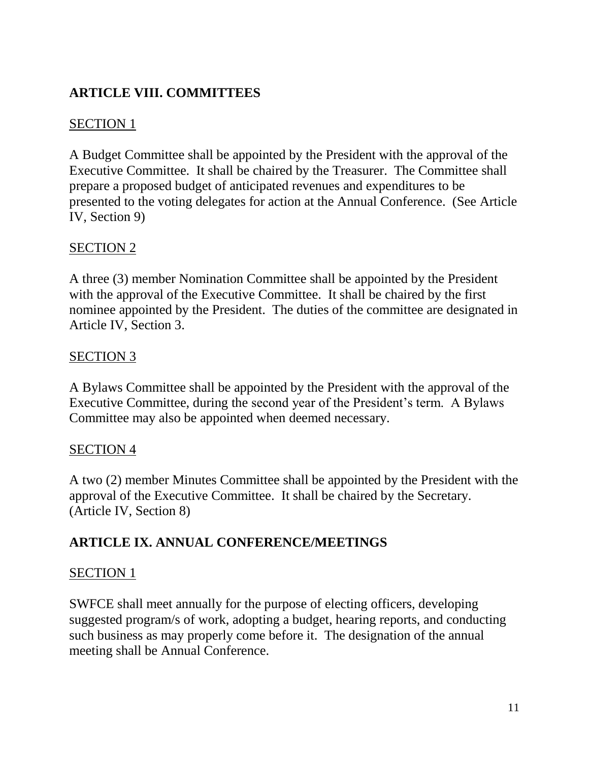## ARTICLE VIII. COMMITTEES

SECTION 1

A Budget Committee shall be appointed by the President with the approval of the Executive Committee. It shall be chaired by the Treasurer. The Committee shall prepare a proposed budget of anticipated revenues and expenditures to be presented to the voting delegates for action at the Annual Conference. (See Article IV, Section 9)

SECTION 2

A three (3) member Nomination Committee shall be appointed by the President with the approval of the Executive Committee. It shall be chaired by the first nominee appointed by the President. The duties of the committee are designated in Article IV, Section 3.

SECTION 3

A Bylaws Committee shall be appointed by the President with the approval of the Executive Committee, during the second year of the President's term. A Bylaws Committee may also be appointed when deemed necessary.

SECTION 4

A two (2) member Minutes Committee shall be appointed by the President with the approval of the Executive Committee. It shall be chaired by the Secretary. (Article IV, Section 8)

## ARTICLE IX. ANNUAL CONFERENCE/MEETINGS

SECTION 1

SWFCE shall meet annually for the purpose of electing officers, developing suggested program/s of work, adopting a budget, hearing reports, and conducting such business as may properly come before it. The designation of the annual meeting shall be Annual Conference.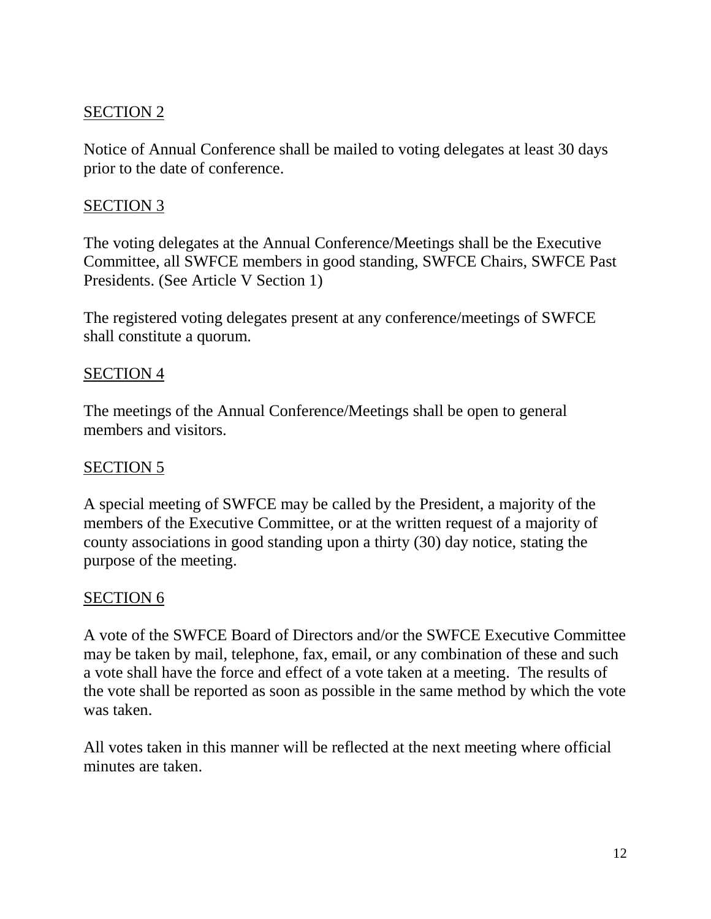SECTION 2

Notice of Annual Conference shall be mailed to voting delegates at least 30 days prior to the date of conference.

SECTION 3

The voting delegates at the Annual Conference/Meetings shall be the Executive Committee, all SWFCE members in good standing, SWFCE Chairs, SWFCE Past Presidents. (See Article V Section 1)

The registered voting delegates present at any conference/meetings of SWFCE shall constitute a quorum.

SECTION 4

The meetings of the Annual Conference/Meetings shall be open to general members and visitors.

SECTION 5

A special meeting of SWFCE may be called by the President, a majority of the members of the Executive Committee, or at the written request of a majority of county associations in good standing upon a thirty (30) day notice, stating the purpose of the meeting.

SECTION 6

A vote of the SWFCE Board of Directors and/or the SWFCE Executive Committee may be taken by mail, telephone, fax, email, or any combination of these and such a vote shall have the force and effect of a vote taken at a meeting. The results of the vote shall be reported as soon as possible in the same method by which the vote was taken.

All votes taken in this manner will be reflected at the next meeting where official minutes are taken.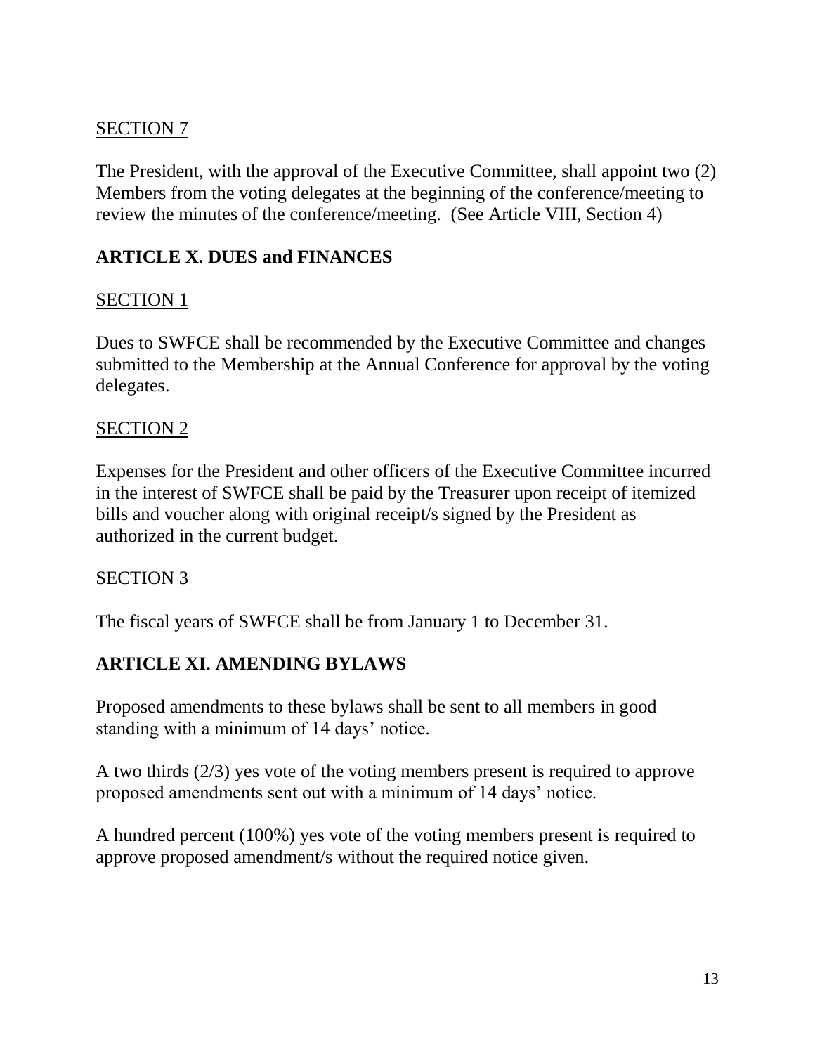SECTION 7

The President, with the approval of the Executive Committee, shall appoint two (2) Members from the voting delegates at the beginning of the conference/meeting to review the minutes of the conference/meeting. (See Article VIII, Section 4)

## ARTICLE X. DUES and FINANCES

SECTION 1

Dues to SWFCE shall be recommended by the Executive Committee and changes submitted to the Membership at the Annual Conference for approval by the voting delegates.

SECTION 2

Expenses for the President and other officers of the Executive Committee incurred in the interest of SWFCE shall be paid by the Treasurer upon receipt of itemized bills and voucher along with original receipt/s signed by the President as authorized in the current budget.

SECTION 3

The fiscal years of SWFCE shall be from January 1 to December 31.

## ARTICLE XI. AMENDING BYLAWS

Proposed amendments to these bylaws shall be sent to all members in good standing with a minimum of 14 days' notice.

A two thirds (2/3) yes vote of the voting members present is required to approve proposed amendments sent out with a minimum of 14 days' notice.

A hundred percent (100%) yes vote of the voting members present is required to approve proposed amendment/s without the required notice given.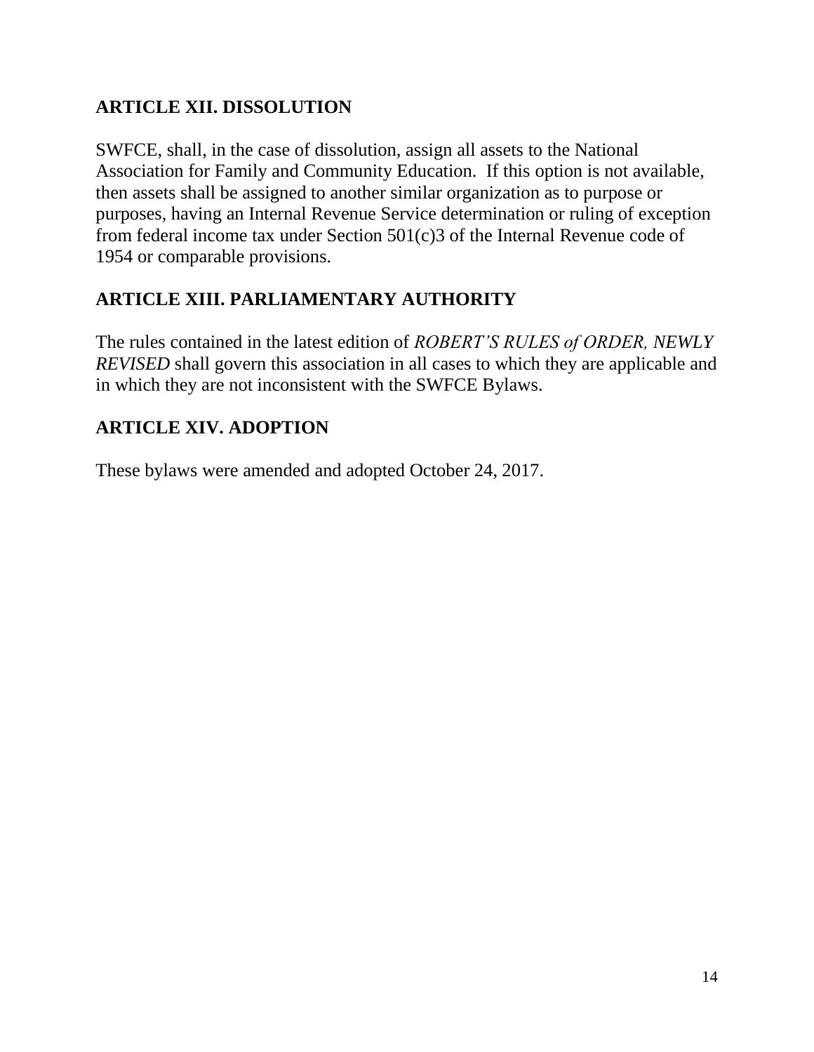## ARTICLE XII. DISSOLUTION

SWFCE, shall, in the case of dissolution, assign all assets to the National Association for Family and Community Education. If this option is not available, then assets shall be assigned to another similar organization as to purpose or purposes, having an Internal Revenue Service determination or ruling of exception from federal income tax under Section 501(c)3 of the Internal Revenue code of 1954 or comparable provisions.

## ARTICLE XIII. PARLIAMENTARY AUTHORITY

The rules contained in the latest edition of *ROBERT'S RULES of ORDER, NEWLY REVISED* shall govern this association in all cases to which they are applicable and in which they are not inconsistent with the SWFCE Bylaws.

## ARTICLE XIV. ADOPTION

These bylaws were amended and adopted October 24, 2017.